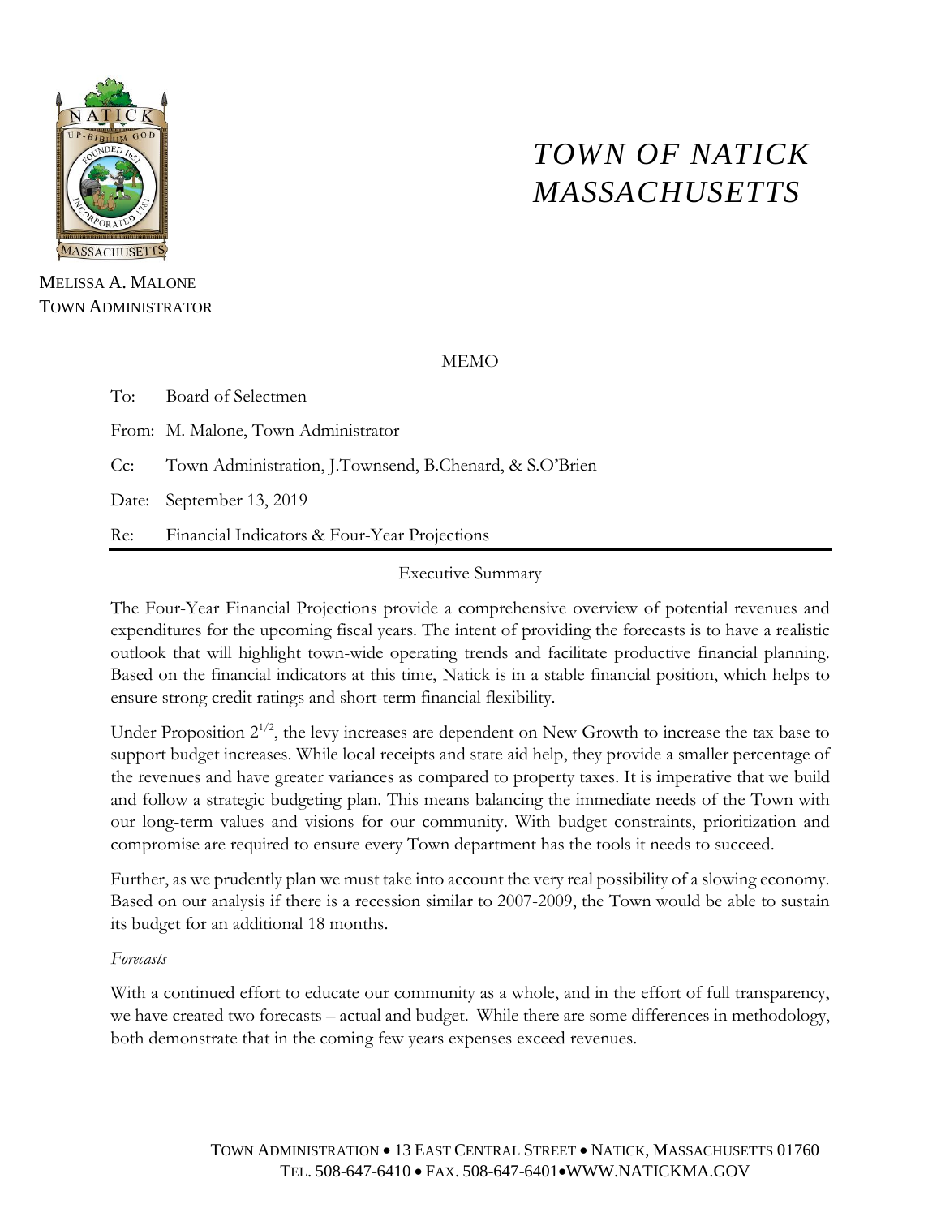# TOWN OF NATICK MASSACHUSETTS

MELISSA A. MALONE
TOWN ADMINISTRATOR

MEMO

To: Board of Selectmen

From: M. Malone, Town Administrator

Cc: Town Administration, J.Townsend, B.Chenard, & S.O'Brien

Date: September 13, 2019

Re: Financial Indicators & Four-Year Projections

---

Executive Summary

The Four-Year Financial Projections provide a comprehensive overview of potential revenues and expenditures for the upcoming fiscal years. The intent of providing the forecasts is to have a realistic outlook that will highlight town-wide operating trends and facilitate productive financial planning. Based on the financial indicators at this time, Natick is in a stable financial position, which helps to ensure strong credit ratings and short-term financial flexibility.

Under Proposition $2^{1/2}$, the levy increases are dependent on New Growth to increase the tax base to support budget increases. While local receipts and state aid help, they provide a smaller percentage of the revenues and have greater variances as compared to property taxes. It is imperative that we build and follow a strategic budgeting plan. This means balancing the immediate needs of the Town with our long-term values and visions for our community. With budget constraints, prioritization and compromise are required to ensure every Town department has the tools it needs to succeed.

Further, as we prudently plan we must take into account the very real possibility of a slowing economy. Based on our analysis if there is a recession similar to 2007-2009, the Town would be able to sustain its budget for an additional 18 months.

*Forecasts*

With a continued effort to educate our community as a whole, and in the effort of full transparency, we have created two forecasts – actual and budget. While there are some differences in methodology, both demonstrate that in the coming few years expenses exceed revenues.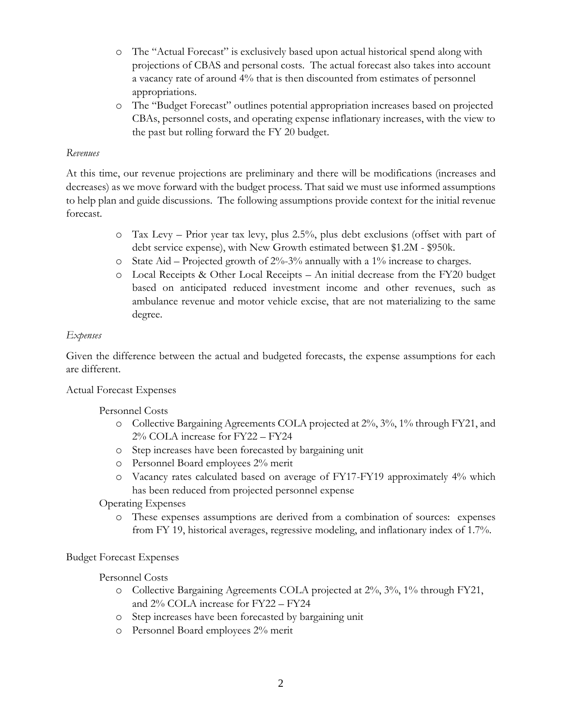- The "Actual Forecast" is exclusively based upon actual historical spend along with projections of CBAS and personal costs. The actual forecast also takes into account a vacancy rate of around 4% that is then discounted from estimates of personnel appropriations.
- The "Budget Forecast" outlines potential appropriation increases based on projected CBAs, personnel costs, and operating expense inflationary increases, with the view to the past but rolling forward the FY 20 budget.

*Revenues*

At this time, our revenue projections are preliminary and there will be modifications (increases and decreases) as we move forward with the budget process. That said we must use informed assumptions to help plan and guide discussions. The following assumptions provide context for the initial revenue forecast.

- Tax Levy – Prior year tax levy, plus 2.5%, plus debt exclusions (offset with part of debt service expense), with New Growth estimated between $1.2M - $950k.
- State Aid – Projected growth of 2%-3% annually with a 1% increase to charges.
- Local Receipts & Other Local Receipts – An initial decrease from the FY20 budget based on anticipated reduced investment income and other revenues, such as ambulance revenue and motor vehicle excise, that are not materializing to the same degree.

*Expenses*

Given the difference between the actual and budgeted forecasts, the expense assumptions for each are different.

Actual Forecast Expenses

Personnel Costs

- Collective Bargaining Agreements COLA projected at 2%, 3%, 1% through FY21, and 2% COLA increase for FY22 – FY24
- Step increases have been forecasted by bargaining unit
- Personnel Board employees 2% merit
- Vacancy rates calculated based on average of FY17-FY19 approximately 4% which has been reduced from projected personnel expense

Operating Expenses

- These expenses assumptions are derived from a combination of sources: expenses from FY 19, historical averages, regressive modeling, and inflationary index of 1.7%.

Budget Forecast Expenses

Personnel Costs

- Collective Bargaining Agreements COLA projected at 2%, 3%, 1% through FY21, and 2% COLA increase for FY22 – FY24
- Step increases have been forecasted by bargaining unit
- Personnel Board employees 2% merit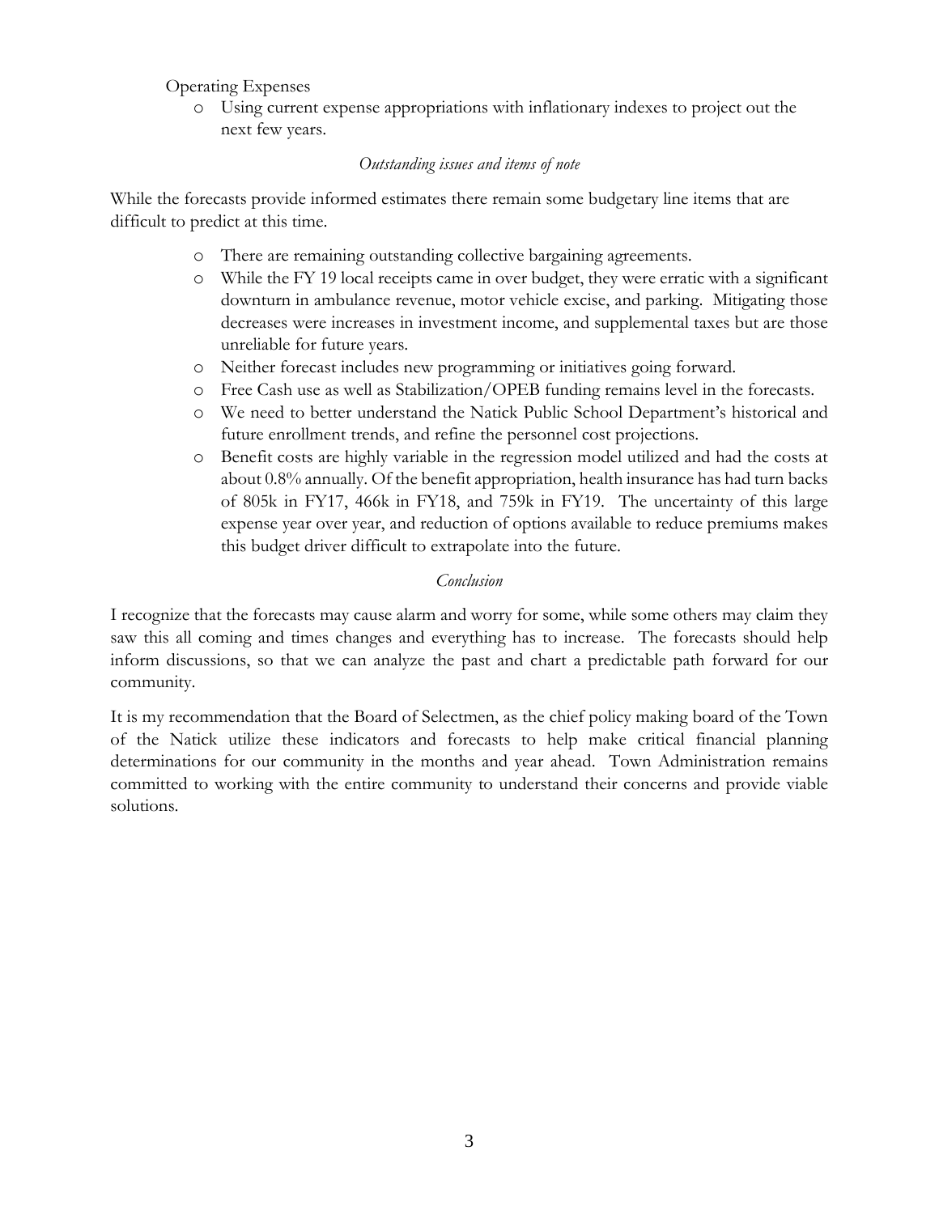Operating Expenses

- Using current expense appropriations with inflationary indexes to project out the next few years.

*Outstanding issues and items of note*

While the forecasts provide informed estimates there remain some budgetary line items that are difficult to predict at this time.

- There are remaining outstanding collective bargaining agreements.
- While the FY 19 local receipts came in over budget, they were erratic with a significant downturn in ambulance revenue, motor vehicle excise, and parking. Mitigating those decreases were increases in investment income, and supplemental taxes but are those unreliable for future years.
- Neither forecast includes new programming or initiatives going forward.
- Free Cash use as well as Stabilization/OPEB funding remains level in the forecasts.
- We need to better understand the Natick Public School Department's historical and future enrollment trends, and refine the personnel cost projections.
- Benefit costs are highly variable in the regression model utilized and had the costs at about 0.8% annually. Of the benefit appropriation, health insurance has had turn backs of 805k in FY17, 466k in FY18, and 759k in FY19. The uncertainty of this large expense year over year, and reduction of options available to reduce premiums makes this budget driver difficult to extrapolate into the future.

*Conclusion*

I recognize that the forecasts may cause alarm and worry for some, while some others may claim they saw this all coming and times changes and everything has to increase. The forecasts should help inform discussions, so that we can analyze the past and chart a predictable path forward for our community.

It is my recommendation that the Board of Selectmen, as the chief policy making board of the Town of the Natick utilize these indicators and forecasts to help make critical financial planning determinations for our community in the months and year ahead. Town Administration remains committed to working with the entire community to understand their concerns and provide viable solutions.